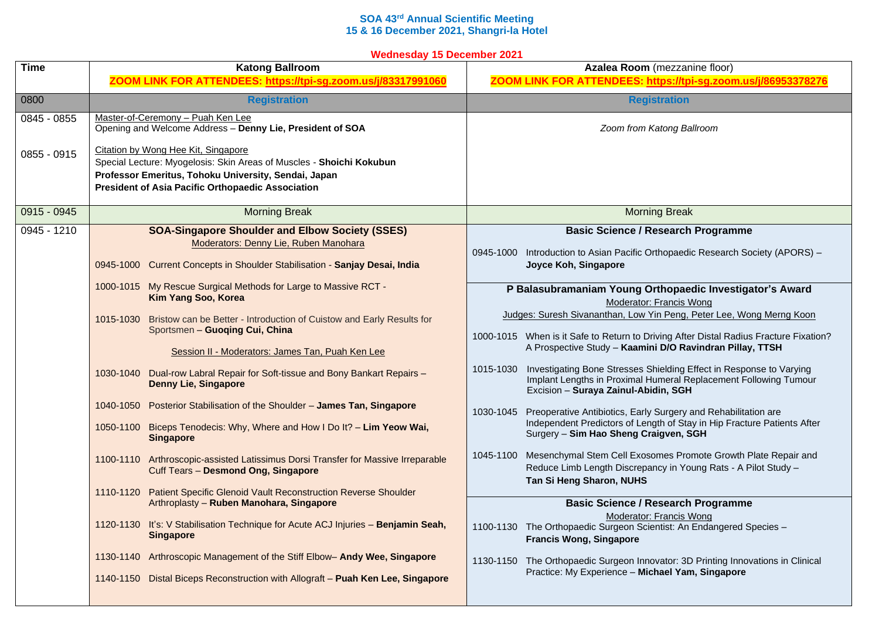# SOA 43rd Annual Scientific Meeting
## 15 & 16 December 2021, Shangri-la Hotel

### Wednesday 15 December 2021

| Time | Katong Ballroom<br>ZOOM LINK FOR ATTENDEES: https://tpi-sg.zoom.us/j/83317991060 | Azalea Room (mezzanine floor)<br>ZOOM LINK FOR ATTENDEES: https://tpi-sg.zoom.us/j/86953378276 |
|---|---|---|
| 0800 | **Registration** | **Registration** |
| 0845 - 0855 | Master-of-Ceremony – Puah Ken Lee<br>Opening and Welcome Address – **Denny Lie, President of SOA** | *Zoom from Katong Ballroom* |
| 0855 - 0915 | Citation by Wong Hee Kit, Singapore<br>Special Lecture: Myogelosis: Skin Areas of Muscles - **Shoichi Kokubun**<br>**Professor Emeritus, Tohoku University, Sendai, Japan**<br>**President of Asia Pacific Orthopaedic Association** | |
| 0915 - 0945 | Morning Break | Morning Break |
| 0945 - 1210 | **SOA-Singapore Shoulder and Elbow Society (SSES)**<br>Moderators: Denny Lie, Ruben Manohara<br><br>0945-1000 Current Concepts in Shoulder Stabilisation - **Sanjay Desai, India**<br><br>1000-1015 My Rescue Surgical Methods for Large to Massive RCT - **Kim Yang Soo, Korea**<br><br>1015-1030 Bristow can be Better - Introduction of Cuistow and Early Results for Sportsmen – **Guoqing Cui, China**<br><br>Session II - Moderators: James Tan, Puah Ken Lee<br><br>1030-1040 Dual-row Labral Repair for Soft-tissue and Bony Bankart Repairs – **Denny Lie, Singapore**<br><br>1040-1050 Posterior Stabilisation of the Shoulder – **James Tan, Singapore**<br><br>1050-1100 Biceps Tenodecis: Why, Where and How I Do It? – **Lim Yeow Wai, Singapore**<br><br>1100-1110 Arthroscopic-assisted Latissimus Dorsi Transfer for Massive Irreparable Cuff Tears – **Desmond Ong, Singapore**<br><br>1110-1120 Patient Specific Glenoid Vault Reconstruction Reverse Shoulder Arthroplasty – **Ruben Manohara, Singapore**<br><br>1120-1130 It's: V Stabilisation Technique for Acute ACJ Injuries – **Benjamin Seah, Singapore**<br><br>1130-1140 Arthroscopic Management of the Stiff Elbow– **Andy Wee, Singapore**<br><br>1140-1150 Distal Biceps Reconstruction with Allograft – **Puah Ken Lee, Singapore** | **Basic Science / Research Programme**<br><br>0945-1000 Introduction to Asian Pacific Orthopaedic Research Society (APORS) – **Joyce Koh, Singapore**<br><br>**P Balasubramaniam Young Orthopaedic Investigator's Award**<br>Moderator: Francis Wong<br>Judges: Suresh Sivananthan, Low Yin Peng, Peter Lee, Wong Merng Koon<br><br>1000-1015 When is it Safe to Return to Driving After Distal Radius Fracture Fixation? A Prospective Study – **Kaamini D/O Ravindran Pillay, TTSH**<br><br>1015-1030 Investigating Bone Stresses Shielding Effect in Response to Varying Implant Lengths in Proximal Humeral Replacement Following Tumour Excision – **Suraya Zainul-Abidin, SGH**<br><br>1030-1045 Preoperative Antibiotics, Early Surgery and Rehabilitation are Independent Predictors of Length of Stay in Hip Fracture Patients After Surgery – **Sim Hao Sheng Craigven, SGH**<br><br>1045-1100 Mesenchymal Stem Cell Exosomes Promote Growth Plate Repair and Reduce Limb Length Discrepancy in Young Rats - A Pilot Study – **Tan Si Heng Sharon, NUHS**<br><br>**Basic Science / Research Programme**<br>Moderator: Francis Wong<br><br>1100-1130 The Orthopaedic Surgeon Scientist: An Endangered Species – **Francis Wong, Singapore**<br><br>1130-1150 The Orthopaedic Surgeon Innovator: 3D Printing Innovations in Clinical Practice: My Experience – **Michael Yam, Singapore** |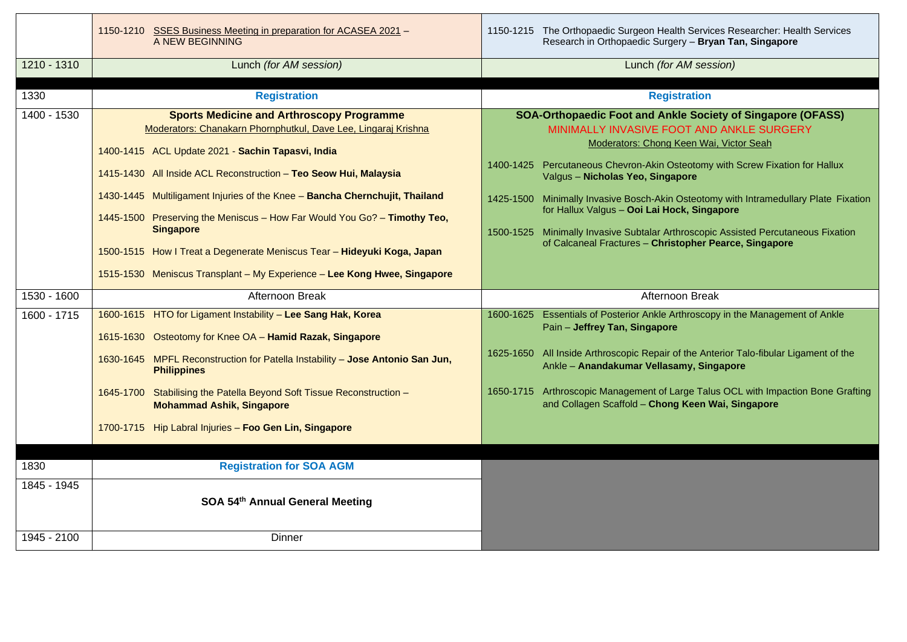| | | |
|---|---|---|
| | 1150-1210 SSES Business Meeting in preparation for ACASEA 2021 – A NEW BEGINNING | 1150-1215 The Orthopaedic Surgeon Health Services Researcher: Health Services Research in Orthopaedic Surgery – **Bryan Tan, Singapore** |
| 1210 - 1310 | Lunch *(for AM session)* | Lunch *(for AM session)* |
| | | |
| 1330 | **Registration** | **Registration** |
| 1400 - 1530 | **Sports Medicine and Arthroscopy Programme**<br>Moderators: Chanakarn Phornphutkul, Dave Lee, Lingaraj Krishna<br>1400-1415 ACL Update 2021 - **Sachin Tapasvi, India**<br>1415-1430 All Inside ACL Reconstruction – **Teo Seow Hui, Malaysia**<br>1430-1445 Multiligament Injuries of the Knee – **Bancha Chernchujit, Thailand**<br>1445-1500 Preserving the Meniscus – How Far Would You Go? – **Timothy Teo, Singapore**<br>1500-1515 How I Treat a Degenerate Meniscus Tear – **Hideyuki Koga, Japan**<br>1515-1530 Meniscus Transplant – My Experience – **Lee Kong Hwee, Singapore** | **SOA-Orthopaedic Foot and Ankle Society of Singapore (OFASS)**<br>MINIMALLY INVASIVE FOOT AND ANKLE SURGERY<br>Moderators: Chong Keen Wai, Victor Seah<br>1400-1425 Percutaneous Chevron-Akin Osteotomy with Screw Fixation for Hallux Valgus – **Nicholas Yeo, Singapore**<br>1425-1500 Minimally Invasive Bosch-Akin Osteotomy with Intramedullary Plate Fixation for Hallux Valgus – **Ooi Lai Hock, Singapore**<br>1500-1525 Minimally Invasive Subtalar Arthroscopic Assisted Percutaneous Fixation of Calcaneal Fractures – **Christopher Pearce, Singapore** |
| 1530 - 1600 | Afternoon Break | Afternoon Break |
| 1600 - 1715 | 1600-1615 HTO for Ligament Instability – **Lee Sang Hak, Korea**<br>1615-1630 Osteotomy for Knee OA – **Hamid Razak, Singapore**<br>1630-1645 MPFL Reconstruction for Patella Instability – **Jose Antonio San Jun, Philippines**<br>1645-1700 Stabilising the Patella Beyond Soft Tissue Reconstruction – **Mohammad Ashik, Singapore**<br>1700-1715 Hip Labral Injuries – **Foo Gen Lin, Singapore** | 1600-1625 Essentials of Posterior Ankle Arthroscopy in the Management of Ankle Pain – **Jeffrey Tan, Singapore**<br>1625-1650 All Inside Arthroscopic Repair of the Anterior Talo-fibular Ligament of the Ankle – **Anandakumar Vellasamy, Singapore**<br>1650-1715 Arthroscopic Management of Large Talus OCL with Impaction Bone Grafting and Collagen Scaffold – **Chong Keen Wai, Singapore** |
| | | |
| 1830 | **Registration for SOA AGM** | |
| 1845 - 1945 | **SOA 54th Annual General Meeting** | |
| 1945 - 2100 | Dinner | |